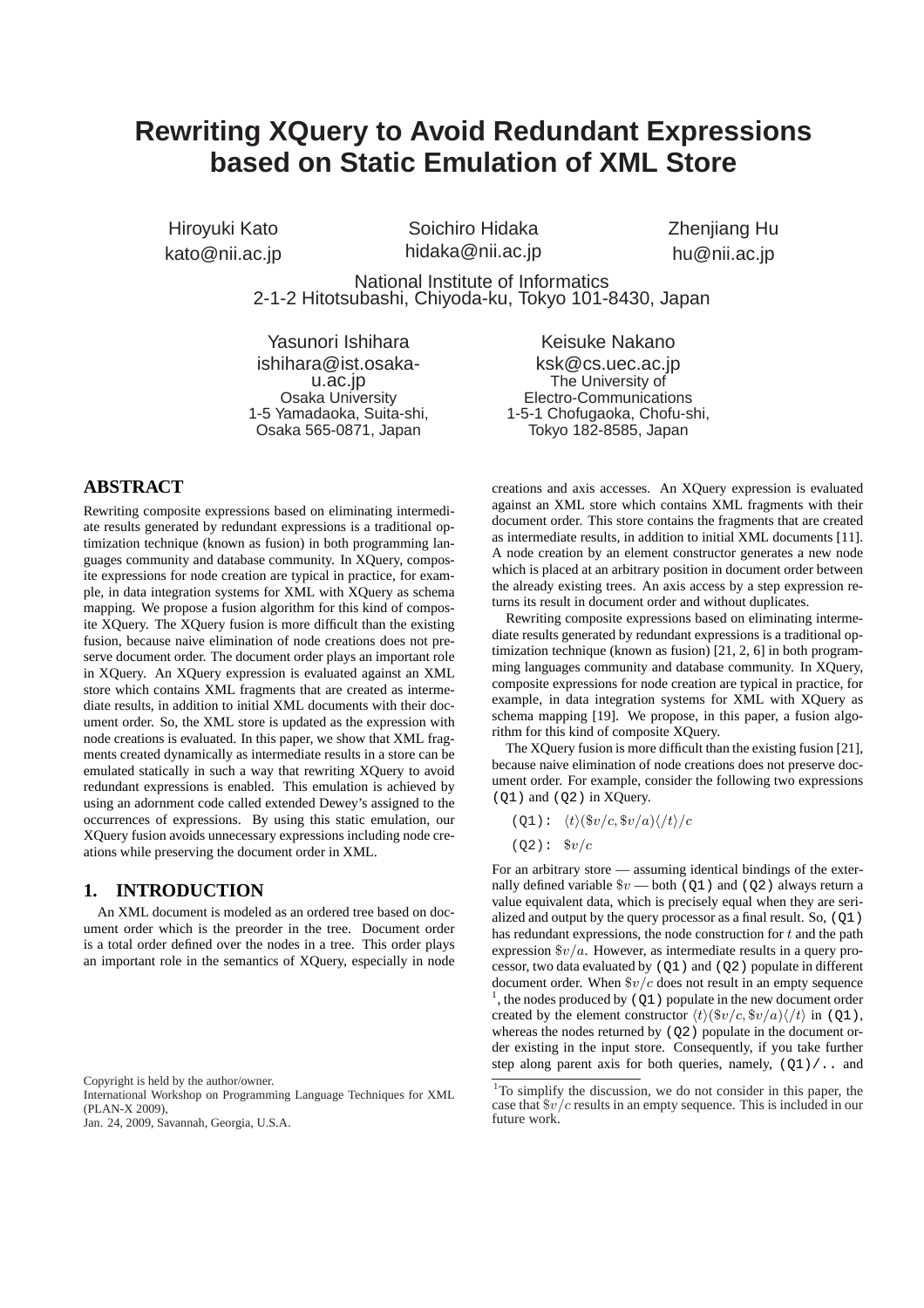# Rewriting XQuery to Avoid Redundant Expressions based on Static Emulation of XML Store

Hiroyuki Kato
kato@nii.ac.jp

Soichiro Hidaka
hidaka@nii.ac.jp

Zhenjiang Hu
hu@nii.ac.jp

National Institute of Informatics
2-1-2 Hitotsubashi, Chiyoda-ku, Tokyo 101-8430, Japan

Yasunori Ishihara
ishihara@ist.osaka-u.ac.jp
Osaka University
1-5 Yamadaoka, Suita-shi, Osaka 565-0871, Japan

Keisuke Nakano
ksk@cs.uec.ac.jp
The University of Electro-Communications
1-5-1 Chofugaoka, Chofu-shi, Tokyo 182-8585, Japan

## ABSTRACT

Rewriting composite expressions based on eliminating intermediate results generated by redundant expressions is a traditional optimization technique (known as fusion) in both programming languages community and database community. In XQuery, composite expressions for node creation are typical in practice, for example, in data integration systems for XML with XQuery as schema mapping. We propose a fusion algorithm for this kind of composite XQuery. The XQuery fusion is more difficult than the existing fusion, because naive elimination of node creations does not preserve document order. The document order plays an important role in XQuery. An XQuery expression is evaluated against an XML store which contains XML fragments that are created as intermediate results, in addition to initial XML documents with their document order. So, the XML store is updated as the expression with node creations is evaluated. In this paper, we show that XML fragments created dynamically as intermediate results in a store can be emulated statically in such a way that rewriting XQuery to avoid redundant expressions is enabled. This emulation is achieved by using an adornment code called extended Dewey's assigned to the occurrences of expressions. By using this static emulation, our XQuery fusion avoids unnecessary expressions including node creations while preserving the document order in XML.

## 1. INTRODUCTION

An XML document is modeled as an ordered tree based on document order which is the preorder in the tree. Document order is a total order defined over the nodes in a tree. This order plays an important role in the semantics of XQuery, especially in node creations and axis accesses. An XQuery expression is evaluated against an XML store which contains XML fragments with their document order. This store contains the fragments that are created as intermediate results, in addition to initial XML documents [11]. A node creation by an element constructor generates a new node which is placed at an arbitrary position in document order between the already existing trees. An axis access by a step expression returns its result in document order and without duplicates.

Rewriting composite expressions based on eliminating intermediate results generated by redundant expressions is a traditional optimization technique (known as fusion) [21, 2, 6] in both programming languages community and database community. In XQuery, composite expressions for node creation are typical in practice, for example, in data integration systems for XML with XQuery as schema mapping [19]. We propose, in this paper, a fusion algorithm for this kind of composite XQuery.

The XQuery fusion is more difficult than the existing fusion [21], because naive elimination of node creations does not preserve document order. For example, consider the following two expressions (Q1) and (Q2) in XQuery.

(Q1): $\langle t\rangle(\$v/c, \$v/a)\langle/t\rangle/c$

(Q2): $\$v/c$

For an arbitrary store — assuming identical bindings of the externally defined variable $\$v$ — both (Q1) and (Q2) always return a value equivalent data, which is precisely equal when they are serialized and output by the query processor as a final result. So, (Q1) has redundant expressions, the node construction for $t$ and the path expression $\$v/a$. However, as intermediate results in a query processor, two data evaluated by (Q1) and (Q2) populate in different document order. When $\$v/c$ does not result in an empty sequence [1], the nodes produced by (Q1) populate in the new document order created by the element constructor $\langle t\rangle(\$v/c, \$v/a)\langle/t\rangle$ in (Q1), whereas the nodes returned by (Q2) populate in the document order existing in the input store. Consequently, if you take further step along parent axis for both queries, namely, (Q1)/.. and

[1] To simplify the discussion, we do not consider in this paper, the case that $\$v/c$ results in an empty sequence. This is included in our future work.

Copyright is held by the author/owner.
International Workshop on Programming Language Techniques for XML (PLAN-X 2009),
Jan. 24, 2009, Savannah, Georgia, U.S.A.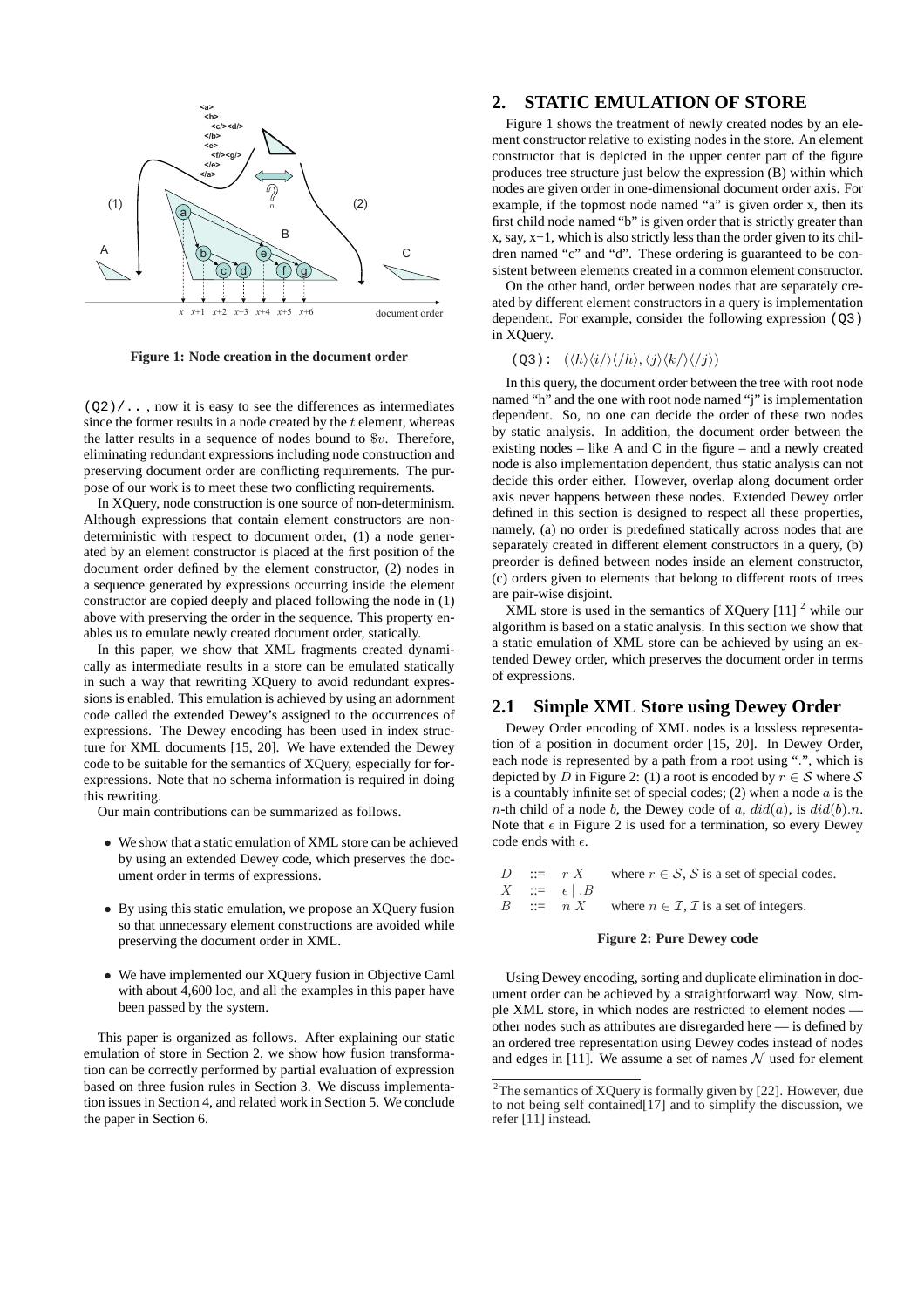Figure 1: Node creation in the document order

(Q2)/.. , now it is easy to see the differences as intermediates since the former results in a node created by the $t$ element, whereas the latter results in a sequence of nodes bound to $\$v$. Therefore, eliminating redundant expressions including node construction and preserving document order are conflicting requirements. The purpose of our work is to meet these two conflicting requirements.

In XQuery, node construction is one source of non-determinism. Although expressions that contain element constructors are non-deterministic with respect to document order, (1) a node generated by an element constructor is placed at the first position of the document order defined by the element constructor, (2) nodes in a sequence generated by expressions occurring inside the element constructor are copied deeply and placed following the node in (1) above with preserving the order in the sequence. This property enables us to emulate newly created document order, statically.

In this paper, we show that XML fragments created dynamically as intermediate results in a store can be emulated statically in such a way that rewriting XQuery to avoid redundant expressions is enabled. This emulation is achieved by using an adornment code called the extended Dewey's assigned to the occurrences of expressions. The Dewey encoding has been used in index structure for XML documents [15, 20]. We have extended the Dewey code to be suitable for the semantics of XQuery, especially for for-expressions. Note that no schema information is required in doing this rewriting.

Our main contributions can be summarized as follows.

- We show that a static emulation of XML store can be achieved by using an extended Dewey code, which preserves the document order in terms of expressions.
- By using this static emulation, we propose an XQuery fusion so that unnecessary element constructions are avoided while preserving the document order in XML.
- We have implemented our XQuery fusion in Objective Caml with about 4,600 loc, and all the examples in this paper have been passed by the system.

This paper is organized as follows. After explaining our static emulation of store in Section 2, we show how fusion transformation can be correctly performed by partial evaluation of expression based on three fusion rules in Section 3. We discuss implementation issues in Section 4, and related work in Section 5. We conclude the paper in Section 6.

## 2. STATIC EMULATION OF STORE

Figure 1 shows the treatment of newly created nodes by an element constructor relative to existing nodes in the store. An element constructor that is depicted in the upper center part of the figure produces tree structure just below the expression (B) within which nodes are given order in one-dimensional document order axis. For example, if the topmost node named "a" is given order x, then its first child node named "b" is given order that is strictly greater than x, say, x+1, which is also strictly less than the order given to its children named "c" and "d". These ordering is guaranteed to be consistent between elements created in a common element constructor.

On the other hand, order between nodes that are separately created by different element constructors in a query is implementation dependent. For example, consider the following expression (Q3) in XQuery.

(Q3): $(\langle h\rangle\langle i/\rangle\langle /h\rangle, \langle j\rangle\langle k/\rangle\langle /j\rangle)$

In this query, the document order between the tree with root node named "h" and the one with root node named "j" is implementation dependent. So, no one can decide the order of these two nodes by static analysis. In addition, the document order between the existing nodes – like A and C in the figure – and a newly created node is also implementation dependent, thus static analysis can not decide this order either. However, overlap along document order axis never happens between these nodes. Extended Dewey order defined in this section is designed to respect all these properties, namely, (a) no order is predefined statically across nodes that are separately created in different element constructors in a query, (b) preorder is defined between nodes inside an element constructor, (c) orders given to elements that belong to different roots of trees are pair-wise disjoint.

XML store is used in the semantics of XQuery [11] [2] while our algorithm is based on a static analysis. In this section we show that a static emulation of XML store can be achieved by using an extended Dewey order, which preserves the document order in terms of expressions.

## 2.1 Simple XML Store using Dewey Order

Dewey Order encoding of XML nodes is a lossless representation of a position in document order [15, 20]. In Dewey Order, each node is represented by a path from a root using ".", which is depicted by $D$ in Figure 2: (1) a root is encoded by $r \in \mathcal{S}$ where $\mathcal{S}$ is a countably infinite set of special codes; (2) when a node $a$ is the $n$-th child of a node $b$, the Dewey code of $a$, $did(a)$, is $did(b).n$. Note that $\epsilon$ in Figure 2 is used for a termination, so every Dewey code ends with $\epsilon$.

$$
\begin{array}{lll}
D & ::= & r\ X \qquad \text{where } r \in \mathcal{S}, \mathcal{S} \text{ is a set of special codes.} \\
X & ::= & \epsilon \mid .B \\
B & ::= & n\ X \qquad \text{where } n \in \mathcal{I}, \mathcal{I} \text{ is a set of integers.}
\end{array}
$$

**Figure 2: Pure Dewey code**

Using Dewey encoding, sorting and duplicate elimination in document order can be achieved by a straightforward way. Now, simple XML store, in which nodes are restricted to element nodes — other nodes such as attributes are disregarded here — is defined by an ordered tree representation using Dewey codes instead of nodes and edges in [11]. We assume a set of names $\mathcal{N}$ used for element

[2] The semantics of XQuery is formally given by [22]. However, due to not being self contained[17] and to simplify the discussion, we refer [11] instead.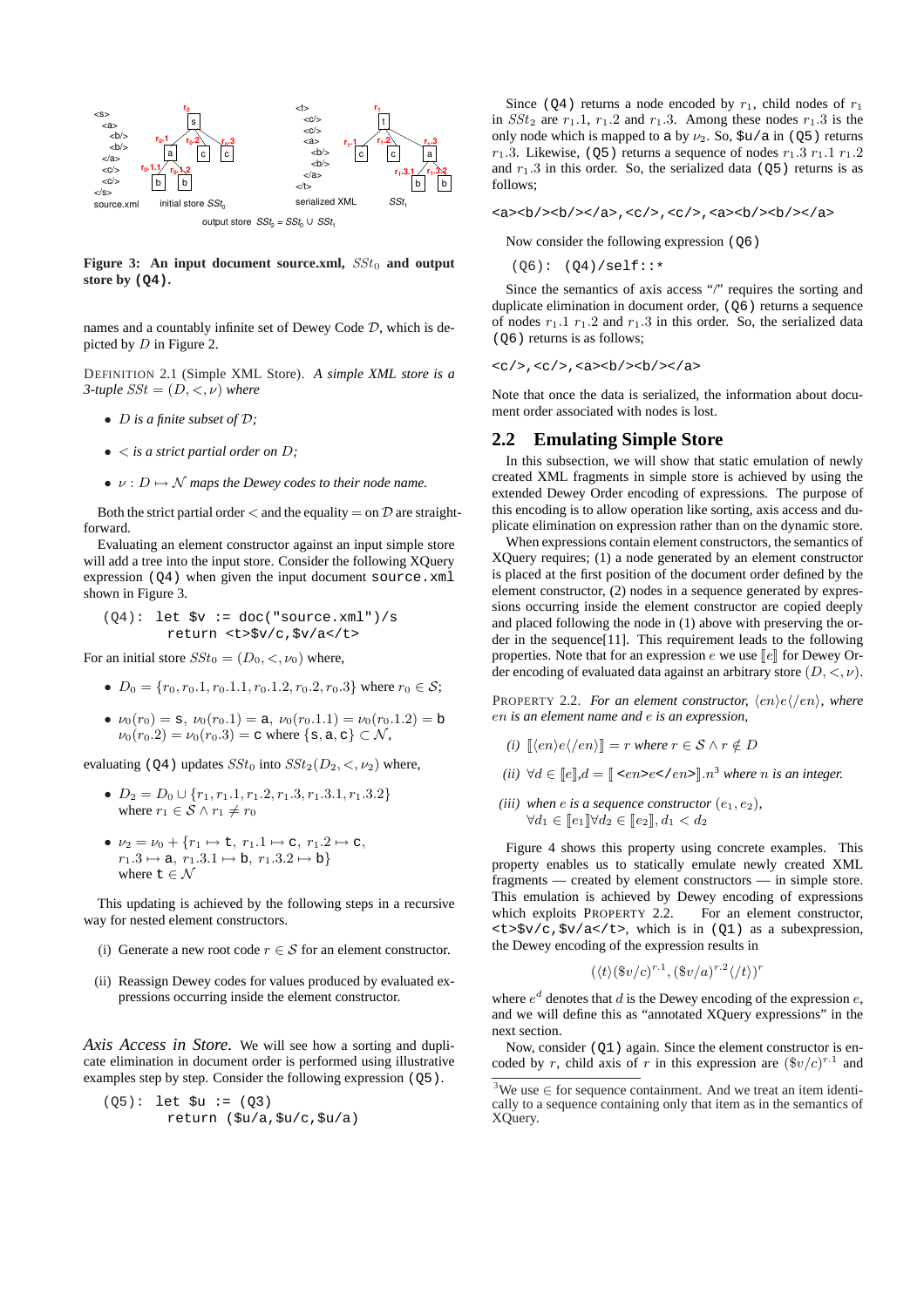**Figure 3: An input document source.xml, $SSt_0$ and output store by (Q4).**

names and a countably infinite set of Dewey Code $\mathcal{D}$, which is depicted by $D$ in Figure 2.

DEFINITION 2.1 (Simple XML Store). *A simple XML store is a 3-tuple $SSt = (D, <, \nu)$ where*

- *$D$ is a finite subset of $\mathcal{D}$;*
- *$<$ is a strict partial order on $D$;*
- *$\nu : D \mapsto \mathcal{N}$ maps the Dewey codes to their node name.*

Both the strict partial order $<$ and the equality $=$ on $\mathcal{D}$ are straightforward.

Evaluating an element constructor against an input simple store will add a tree into the input store. Consider the following XQuery expression (Q4) when given the input document source.xml shown in Figure 3.

```
(Q4): let $v := doc("source.xml")/s
      return <t>$v/c,$v/a</t>
```

For an initial store $SSt_0 = (D_0, <, \nu_0)$ where,

- $D_0 = \{r_0, r_0.1, r_0.1.1, r_0.1.2, r_0.2, r_0.3\}$ where $r_0 \in \mathcal{S}$;
- $\nu_0(r_0) = \mathtt{s}$, $\nu_0(r_0.1) = \mathtt{a}$, $\nu_0(r_0.1.1) = \nu_0(r_0.1.2) = \mathtt{b}$ $\nu_0(r_0.2) = \nu_0(r_0.3) = \mathtt{c}$ where $\{\mathtt{s}, \mathtt{a}, \mathtt{c}\} \subset \mathcal{N}$,

evaluating (Q4) updates $SSt_0$ into $SSt_2(D_2, <, \nu_2)$ where,

- $D_2 = D_0 \cup \{r_1, r_1.1, r_1.2, r_1.3, r_1.3.1, r_1.3.2\}$ where $r_1 \in \mathcal{S} \wedge r_1 \neq r_0$
- $\nu_2 = \nu_0 + \{r_1 \mapsto \mathtt{t},\ r_1.1 \mapsto \mathtt{c},\ r_1.2 \mapsto \mathtt{c},$ $r_1.3 \mapsto \mathtt{a},\ r_1.3.1 \mapsto \mathtt{b},\ r_1.3.2 \mapsto \mathtt{b}\}$ where $\mathtt{t} \in \mathcal{N}$

This updating is achieved by the following steps in a recursive way for nested element constructors.

(i) Generate a new root code $r \in \mathcal{S}$ for an element constructor.

(ii) Reassign Dewey codes for values produced by evaluated expressions occurring inside the element constructor.

*Axis Access in Store.* We will see how a sorting and duplicate elimination in document order is performed using illustrative examples step by step. Consider the following expression (Q5).

```
(Q5): let $u := (Q3)
      return ($u/a,$u/c,$u/a)
```

Since (Q4) returns a node encoded by $r_1$, child nodes of $r_1$ in $SSt_2$ are $r_1.1$, $r_1.2$ and $r_1.3$. Among these nodes $r_1.3$ is the only node which is mapped to a by $\nu_2$. So, $u/a in (Q5) returns $r_1.3$. Likewise, (Q5) returns a sequence of nodes $r_1.3$ $r_1.1$ $r_1.2$ and $r_1.3$ in this order. So, the serialized data (Q5) returns is as follows;

```
<a><b/><b/></a>,<c/>,<c/>,<a><b/><b/></a>
```

Now consider the following expression (Q6)

```
(Q6): (Q4)/self::*
```

Since the semantics of axis access "/" requires the sorting and duplicate elimination in document order, (Q6) returns a sequence of nodes $r_1.1$ $r_1.2$ and $r_1.3$ in this order. So, the serialized data (Q6) returns is as follows;

```
<c/>,<c/>,<a><b/><b/></a>
```

Note that once the data is serialized, the information about document order associated with nodes is lost.

## 2.2 Emulating Simple Store

In this subsection, we will show that static emulation of newly created XML fragments in simple store is achieved by using the extended Dewey Order encoding of expressions. The purpose of this encoding is to allow operation like sorting, axis access and duplicate elimination on expression rather than on the dynamic store.

When expressions contain element constructors, the semantics of XQuery requires; (1) a node generated by an element constructor is placed at the first position of the document order defined by the element constructor, (2) nodes in a sequence generated by expressions occurring inside the element constructor are copied deeply and placed following the node in (1) above with preserving the order in the sequence[11]. This requirement leads to the following properties. Note that for an expression $e$ we use $[\![e]\!]$ for Dewey Order encoding of evaluated data against an arbitrary store $(D, <, \nu)$.

PROPERTY 2.2. *For an element constructor, $\langle en\rangle e\langle/en\rangle$, where $en$ is an element name and $e$ is an expression,*

*(i)* $[\![\langle en\rangle e\langle/en\rangle]\!] = r$ *where* $r \in \mathcal{S} \wedge r \notin D$

*(ii)* $\forall d \in [\![e]\!], d = [\![$ <en>e</en> $]\!].n^3$ *where $n$ is an integer.*

*(iii) when $e$ is a sequence constructor $(e_1, e_2)$,* $\forall d_1 \in [\![e_1]\!] \forall d_2 \in [\![e_2]\!], d_1 < d_2$

Figure 4 shows this property using concrete examples. This property enables us to statically emulate newly created XML fragments — created by element constructors — in simple store. This emulation is achieved by Dewey encoding of expressions which exploits PROPERTY 2.2. For an element constructor, <t>$v/c,$v/a</t>, which is in (Q1) as a subexpression, the Dewey encoding of the expression results in

$$(\langle t\rangle(\$v/c)^{r.1}, (\$v/a)^{r.2}\langle/t\rangle)^r$$

where $e^d$ denotes that $d$ is the Dewey encoding of the expression $e$, and we will define this as "annotated XQuery expressions" in the next section.

Now, consider (Q1) again. Since the element constructor is encoded by $r$, child axis of $r$ in this expression are $(\$v/c)^{r.1}$ and

[3]We use $\in$ for sequence containment. And we treat an item identically to a sequence containing only that item as in the semantics of XQuery.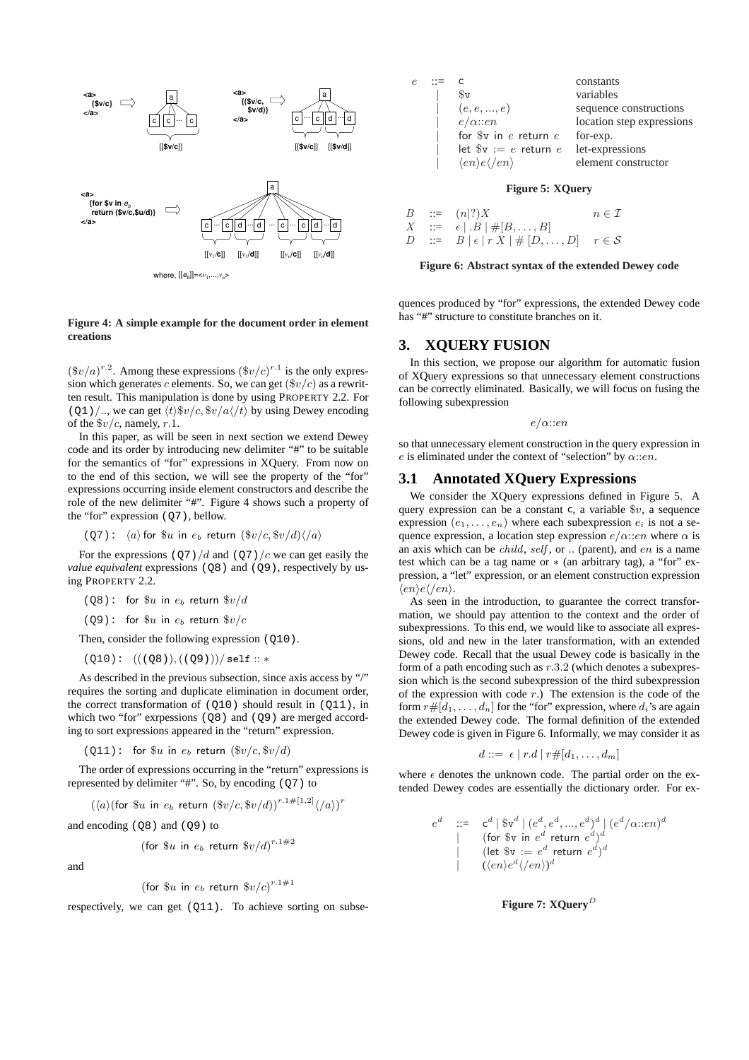**Figure 4: A simple example for the document order in element creations**

$(\$v/a)^{r.2}$. Among these expressions $(\$v/c)^{r.1}$ is the only expression which generates $c$ elements. So, we can get $(\$v/c)$ as a rewritten result. This manipulation is done by using PROPERTY 2.2. For (Q1)/.., we can get $\langle t\rangle \$v/c, \$v/a\langle/t\rangle$ by using Dewey encoding of the $\$v/c$, namely, $r.1$.

In this paper, as will be seen in next section we extend Dewey code and its order by introducing new delimiter "#" to be suitable for the semantics of "for" expressions in XQuery. From now on to the end of this section, we will see the property of the "for" expressions occurring inside element constructors and describe the role of the new delimiter "#". Figure 4 shows such a property of the "for" expression (Q7), bellow.

(Q7): $\langle a\rangle$ for $\$u$ in $e_b$ return $(\$v/c, \$v/d)\langle/a\rangle$

For the expressions (Q7)$/d$ and (Q7)$/c$ we can get easily the *value equivalent* expressions (Q8) and (Q9), respectively by using PROPERTY 2.2.

(Q8): for $\$u$ in $e_b$ return $\$v/d$

(Q9): for $\$u$ in $e_b$ return $\$v/c$

Then, consider the following expression (Q10).

(Q10): $((\text{(Q8)}),(\text{(Q9)}))/$ self $:: *$

As described in the previous subsection, since axis access by "/" requires the sorting and duplicate elimination in document order, the correct transformation of (Q10) should result in (Q11), in which two "for" exrpessions (Q8) and (Q9) are merged according to sort expressions appeared in the "return" expression.

(Q11): for $\$u$ in $e_b$ return $(\$v/c, \$v/d)$

The order of expressions occurring in the "return" expressions is represented by delimiter "#". So, by encoding (Q7) to

$$(\langle a\rangle(\text{for } \$u \text{ in } e_b \text{ return } (\$v/c, \$v/d))^{r.1\#[1,2]}\langle/a\rangle)^r$$

and encoding (Q8) and (Q9) to

$$(\text{for } \$u \text{ in } e_b \text{ return } \$v/d)^{r.1\#2}$$

and

$$(\text{for } \$u \text{ in } e_b \text{ return } \$v/c)^{r.1\#1}$$

respectively, we can get (Q11). To achieve sorting on subsequences produced by "for" expressions, the extended Dewey code has "#" structure to constitute branches on it.

| | | | |
|---|---|---|---|
| $e$ | ::= | c | constants |
| | \| | $\$$v | variables |
| | \| | $(e, e, ..., e)$ | sequence constructions |
| | \| | $e/\alpha{::}en$ | location step expressions |
| | \| | for $\$$v in $e$ return $e$ | for-exp. |
| | \| | let $\$$v := $e$ return $e$ | let-expressions |
| | \| | $\langle en\rangle e\langle/en\rangle$ | element constructor |

**Figure 5: XQuery**

$$\begin{array}{lcll} B & ::= & (n|?)X & n \in \mathcal{I} \\ X & ::= & \epsilon \mid .B \mid \#[B, \ldots, B] & \\ D & ::= & B \mid \epsilon \mid r\ X \mid \#\ [D, \ldots, D] & r \in \mathcal{S} \end{array}$$

**Figure 6: Abstract syntax of the extended Dewey code**

## 3. XQUERY FUSION

In this section, we propose our algorithm for automatic fusion of XQuery expressions so that unnecessary element constructions can be correctly eliminated. Basically, we will focus on fusing the following subexpression

$$e/\alpha{::}en$$

so that unnecessary element construction in the query expression in $e$ is eliminated under the context of "selection" by $\alpha{::}en$.

### 3.1 Annotated XQuery Expressions

We consider the XQuery expressions defined in Figure 5. A query expression can be a constant c, a variable $\$v$, a sequence expression $(e_1, \ldots, e_n)$ where each subexpression $e_i$ is not a sequence expression, a location step expression $e/\alpha{::}en$ where $\alpha$ is an axis which can be $child$, $self$, or .. (parent), and $en$ is a name test which can be a tag name or $*$ (an arbitrary tag), a "for" expression, a "let" expression, or an element construction expression $\langle en\rangle e\langle/en\rangle$.

As seen in the introduction, to guarantee the correct transformation, we should pay attention to the context and the order of subexpressions. To this end, we would like to associate all expressions, old and new in the later transformation, with an extended Dewey code. Recall that the usual Dewey code is basically in the form of a path encoding such as $r.3.2$ (which denotes a subexpression which is the second subexpression of the third subexpression of the expression with code $r$.) The extension is the code of the form $r\#[d_1, \ldots, d_n]$ for the "for" expression, where $d_i$'s are again the extended Dewey code. The formal definition of the extended Dewey code is given in Figure 6. Informally, we may consider it as

$$d ::= \epsilon \mid r.d \mid r\#[d_1, \ldots, d_m]$$

where $\epsilon$ denotes the unknown code. The partial order on the extended Dewey codes are essentially the dictionary order. For ex-

$$\begin{array}{lcl} e^d & ::= & \mathsf{c}^d \mid \$\mathtt{v}^d \mid (e^d, e^d, ..., e^d)^d \mid (e^d/\alpha{::}en)^d \\ & \mid & (\text{for } \$\mathtt{v} \text{ in } e^d \text{ return } e^d)^d \\ & \mid & (\text{let } \$\mathtt{v} := e^d \text{ return } e^d)^d \\ & \mid & (\langle en\rangle e^d\langle/en\rangle)^d \end{array}$$

**Figure 7: XQuery$^D$**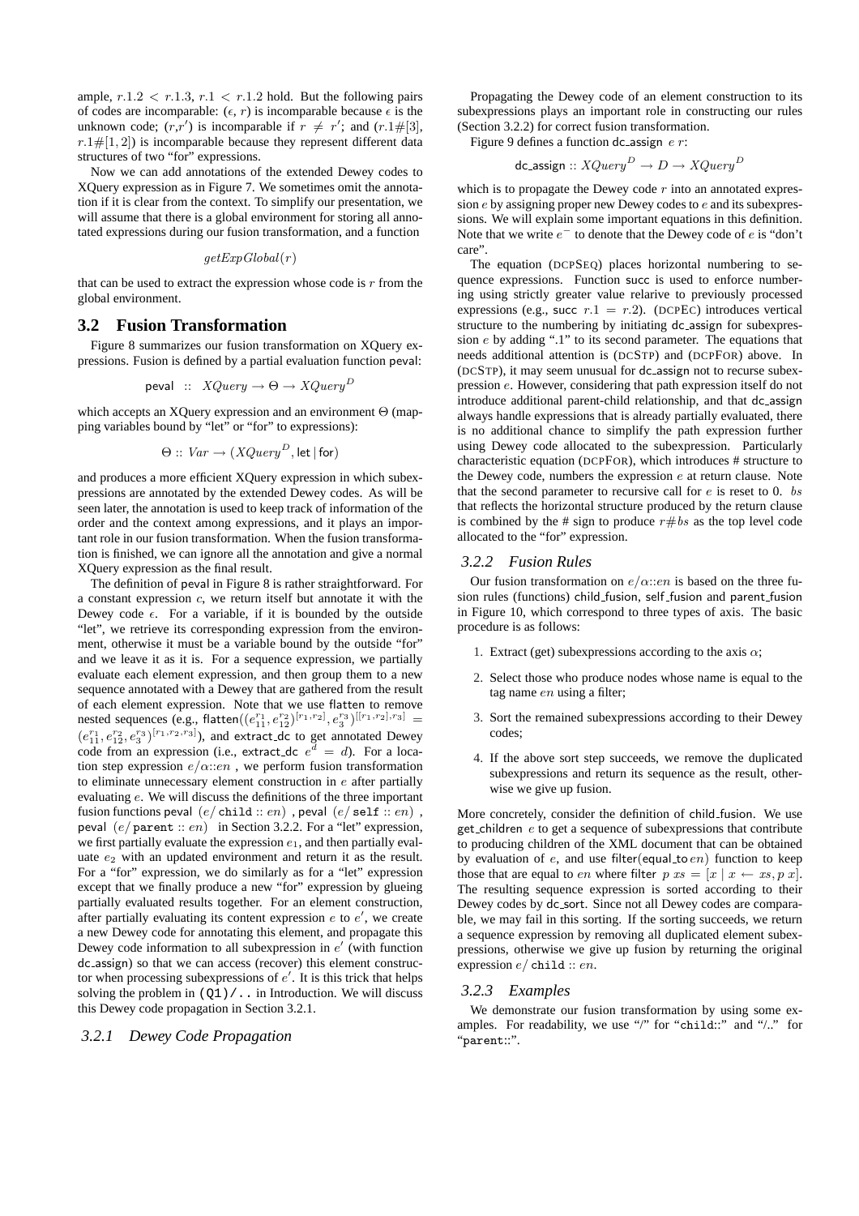ample, $r.1.2 < r.1.3$, $r.1 < r.1.2$ hold. But the following pairs of codes are incomparable: ($\epsilon$, $r$) is incomparable because $\epsilon$ is the unknown code; ($r$,$r'$) is incomparable if $r \neq r'$; and ($r.1\#[3]$, $r.1\#[1,2]$) is incomparable because they represent different data structures of two "for" expressions.

Now we can add annotations of the extended Dewey codes to XQuery expression as in Figure 7. We sometimes omit the annotation if it is clear from the context. To simplify our presentation, we will assume that there is a global environment for storing all annotated expressions during our fusion transformation, and a function

$$getExpGlobal(r)$$

that can be used to extract the expression whose code is $r$ from the global environment.

## 3.2 Fusion Transformation

Figure 8 summarizes our fusion transformation on XQuery expressions. Fusion is defined by a partial evaluation function peval:

$$\mathsf{peval} \;::\; XQuery \rightarrow \Theta \rightarrow XQuery^{D}$$

which accepts an XQuery expression and an environment $\Theta$ (mapping variables bound by "let" or "for" to expressions):

$$\Theta :: \; Var \rightarrow (XQuery^{D}, \mathsf{let} \mid \mathsf{for})$$

and produces a more efficient XQuery expression in which subexpressions are annotated by the extended Dewey codes. As will be seen later, the annotation is used to keep track of information of the order and the context among expressions, and it plays an important role in our fusion transformation. When the fusion transformation is finished, we can ignore all the annotation and give a normal XQuery expression as the final result.

The definition of peval in Figure 8 is rather straightforward. For a constant expression $c$, we return itself but annotate it with the Dewey code $\epsilon$. For a variable, if it is bounded by the outside "let", we retrieve its corresponding expression from the environment, otherwise it must be a variable bound by the outside "for" and we leave it as it is. For a sequence expression, we partially evaluate each element expression, and then group them to a new sequence annotated with a Dewey that are gathered from the result of each element expression. Note that we use flatten to remove nested sequences (e.g., $\mathsf{flatten}((e_{11}^{r_1}, e_{12}^{r_2})^{[r_1,r_2]}, e_3^{r_3})^{[[r_1,r_2],r_3]} = (e_{11}^{r_1}, e_{12}^{r_2}, e_3^{r_3})^{[r_1,r_2,r_3]}$), and extract_dc to get annotated Dewey code from an expression (i.e., extract_dc $e^d = d$). For a location step expression $e/\alpha{::}en$ , we perform fusion transformation to eliminate unnecessary element construction in $e$ after partially evaluating $e$. We will discuss the definitions of the three important fusion functions peval $(e/\,\texttt{child} :: en)$ , peval $(e/\,\texttt{self} :: en)$ , peval $(e/\,\texttt{parent} :: en)$ in Section 3.2.2. For a "let" expression, we first partially evaluate the expression $e_1$, and then partially evaluate $e_2$ with an updated environment and return it as the result. For a "for" expression, we do similarly as for a "let" expression except that we finally produce a new "for" expression by glueing partially evaluated results together. For an element construction, after partially evaluating its content expression $e$ to $e'$, we create a new Dewey code for annotating this element, and propagate this Dewey code information to all subexpression in $e'$ (with function dc_assign) so that we can access (recover) this element constructor when processing subexpressions of $e'$. It is this trick that helps solving the problem in `(Q1)/..` in Introduction. We will discuss this Dewey code propagation in Section 3.2.1.

### 3.2.1 Dewey Code Propagation

Propagating the Dewey code of an element construction to its subexpressions plays an important role in constructing our rules (Section 3.2.2) for correct fusion transformation.

Figure 9 defines a function dc_assign $e$ $r$:

$$\mathsf{dc\_assign} :: XQuery^{D} \rightarrow D \rightarrow XQuery^{D}$$

which is to propagate the Dewey code $r$ into an annotated expression $e$ by assigning proper new Dewey codes to $e$ and its subexpressions. We will explain some important equations in this definition. Note that we write $e^{-}$ to denote that the Dewey code of $e$ is "don't care".

The equation (DCPSEQ) places horizontal numbering to sequence expressions. Function succ is used to enforce numbering using strictly greater value relarive to previously processed expressions (e.g., succ $r.1 = r.2$). (DCPEC) introduces vertical structure to the numbering by initiating dc_assign for subexpression $e$ by adding ".1" to its second parameter. The equations that needs additional attention is (DCSTP) and (DCPFOR) above. In (DCSTP), it may seem unusual for dc_assign not to recurse subexpression $e$. However, considering that path expression itself do not introduce additional parent-child relationship, and that dc_assign always handle expressions that is already partially evaluated, there is no additional chance to simplify the path expression further using Dewey code allocated to the subexpression. Particularly characteristic equation (DCPFOR), which introduces # structure to the Dewey code, numbers the expression $e$ at return clause. Note that the second parameter to recursive call for $e$ is reset to 0. $bs$ that reflects the horizontal structure produced by the return clause is combined by the # sign to produce $r\#bs$ as the top level code allocated to the "for" expression.

### 3.2.2 Fusion Rules

Our fusion transformation on $e/\alpha{::}en$ is based on the three fusion rules (functions) child_fusion, self_fusion and parent_fusion in Figure 10, which correspond to three types of axis. The basic procedure is as follows:

1. Extract (get) subexpressions according to the axis $\alpha$;
2. Select those who produce nodes whose name is equal to the tag name $en$ using a filter;
3. Sort the remained subexpressions according to their Dewey codes;
4. If the above sort step succeeds, we remove the duplicated subexpressions and return its sequence as the result, otherwise we give up fusion.

More concretely, consider the definition of child_fusion. We use get_children $e$ to get a sequence of subexpressions that contribute to producing children of the XML document that can be obtained by evaluation of $e$, and use filter(equal_to $en$) function to keep those that are equal to $en$ where filter $p\ xs = [x \mid x \leftarrow xs, p\ x]$. The resulting sequence expression is sorted according to their Dewey codes by dc_sort. Since not all Dewey codes are comparable, we may fail in this sorting. If the sorting succeeds, we return a sequence expression by removing all duplicated element subexpressions, otherwise we give up fusion by returning the original expression $e/\,\texttt{child} :: en$.

### 3.2.3 Examples

We demonstrate our fusion transformation by using some examples. For readability, we use "/" for "`child::`" and "/.." for "`parent::`".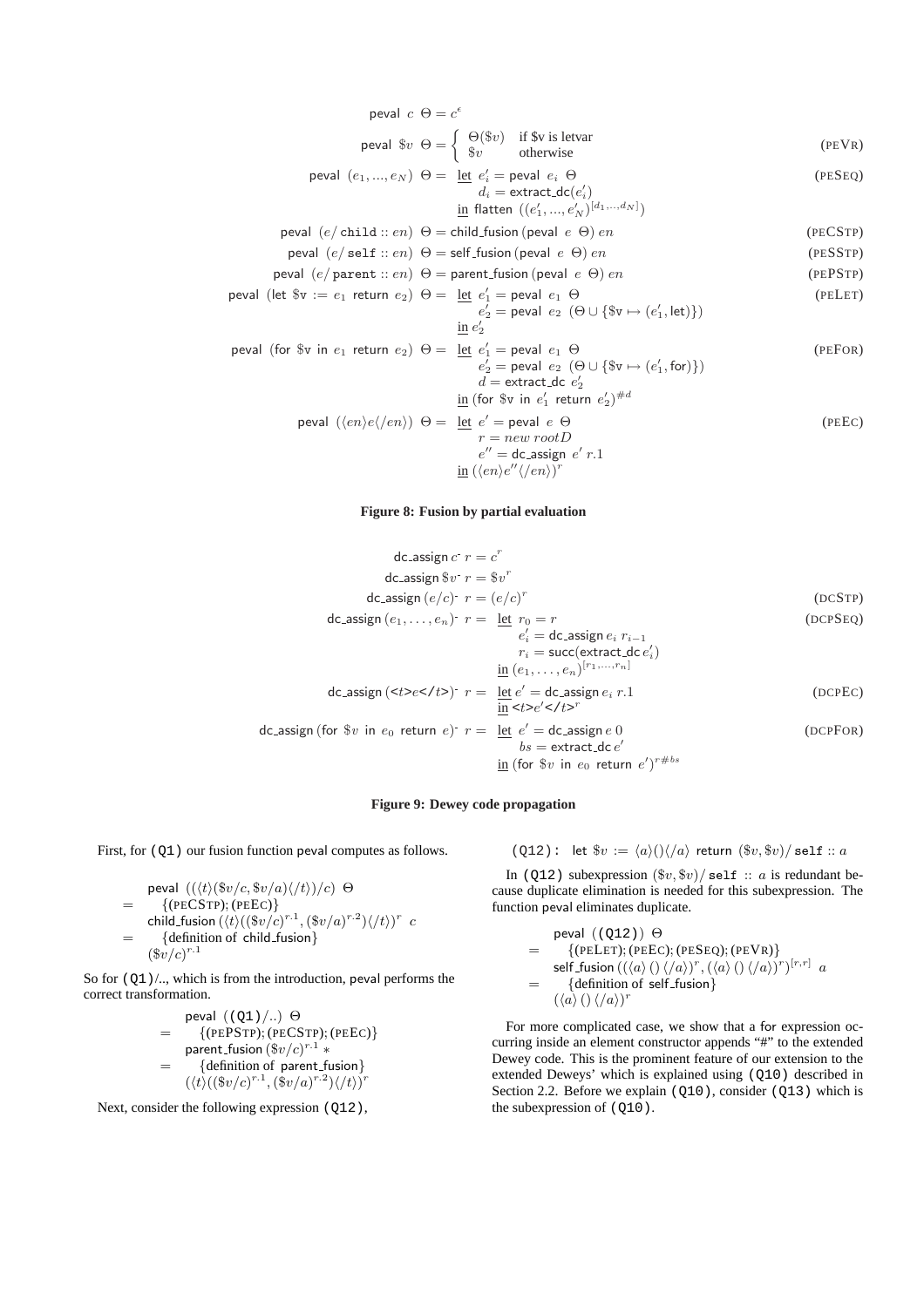$$
\begin{aligned}
&\mathsf{peval}\ c\ \ \Theta = c^{\epsilon} \\
&\mathsf{peval}\ \$v\ \ \Theta = \begin{cases} \Theta(\$v) & \text{if \$v is letvar} \\ \$v & \text{otherwise} \end{cases} && \text{(PEVR)} \\
&\mathsf{peval}\ (e_1, ..., e_N)\ \ \Theta = \underline{\text{let}}\ e_i' = \mathsf{peval}\ e_i\ \ \Theta \\
&\qquad\qquad d_i = \mathsf{extract\_dc}(e_i') \\
&\qquad\quad \underline{\text{in}}\ \mathsf{flatten}\ ((e_1', ..., e_N')^{[d_1, ..., d_N]}) && \text{(PESEQ)} \\
&\mathsf{peval}\ (e/\,\mathtt{child} :: en)\ \ \Theta = \mathsf{child\_fusion}\,(\mathsf{peval}\ e\ \ \Theta)\ en && \text{(PECSTP)} \\
&\mathsf{peval}\ (e/\,\mathtt{self} :: en)\ \ \Theta = \mathsf{self\_fusion}\,(\mathsf{peval}\ e\ \ \Theta)\ en && \text{(PESSTP)} \\
&\mathsf{peval}\ (e/\,\mathtt{parent} :: en)\ \ \Theta = \mathsf{parent\_fusion}\,(\mathsf{peval}\ e\ \ \Theta)\ en && \text{(PEPSTP)} \\
&\mathsf{peval}\ (\mathsf{let}\ \$\mathtt{v} := e_1\ \mathsf{return}\ e_2)\ \ \Theta = \underline{\text{let}}\ e_1' = \mathsf{peval}\ e_1\ \ \Theta \\
&\qquad\qquad e_2' = \mathsf{peval}\ e_2\ \ (\Theta \cup \{\$\mathtt{v} \mapsto (e_1', \mathsf{let})\}) \\
&\qquad\quad \underline{\text{in}}\ e_2' && \text{(PELET)} \\
&\mathsf{peval}\ (\mathsf{for}\ \$\mathtt{v}\ \mathsf{in}\ e_1\ \mathsf{return}\ e_2)\ \ \Theta = \underline{\text{let}}\ e_1' = \mathsf{peval}\ e_1\ \ \Theta \\
&\qquad\qquad e_2' = \mathsf{peval}\ e_2\ \ (\Theta \cup \{\$\mathtt{v} \mapsto (e_1', \mathsf{for})\}) \\
&\qquad\qquad d = \mathsf{extract\_dc}\ e_2' \\
&\qquad\quad \underline{\text{in}}\ (\mathsf{for}\ \$\mathtt{v}\ \mathsf{in}\ e_1'\ \mathsf{return}\ e_2')^{\#d} && \text{(PEFOR)} \\
&\mathsf{peval}\ (\langle en\rangle e\langle/en\rangle)\ \ \Theta = \underline{\text{let}}\ e' = \mathsf{peval}\ e\ \ \Theta \\
&\qquad\qquad r = new\ rootD \\
&\qquad\qquad e'' = \mathsf{dc\_assign}\ e'\ r.1 \\
&\qquad\quad \underline{\text{in}}\ (\langle en\rangle e''\langle/en\rangle)^{r} && \text{(PEEC)}
\end{aligned}
$$

**Figure 8: Fusion by partial evaluation**

$$
\begin{aligned}
&\mathsf{dc\_assign}\ c^{\text{-}}\ r = c^{r} \\
&\mathsf{dc\_assign}\ \$v^{\text{-}}\ r = \$v^{r} \\
&\mathsf{dc\_assign}\ (e/c)^{\text{-}}\ r = (e/c)^{r} && \text{(DCSTP)} \\
&\mathsf{dc\_assign}\ (e_1, \ldots, e_n)^{\text{-}}\ r = \underline{\text{let}}\ r_0 = r \\
&\qquad\qquad e_i' = \mathsf{dc\_assign}\ e_i\ r_{i-1} \\
&\qquad\qquad r_i = \mathsf{succ}(\mathsf{extract\_dc}\ e_i') \\
&\qquad\quad \underline{\text{in}}\ (e_1, \ldots, e_n)^{[r_1, \ldots, r_n]} && \text{(DCPSEQ)} \\
&\mathsf{dc\_assign}\ (\texttt{<}t\texttt{>}e\texttt{</}t\texttt{>})^{\text{-}}\ r = \underline{\text{let}}\ e' = \mathsf{dc\_assign}\ e_i\ r.1 \\
&\qquad\quad \underline{\text{in}}\ \texttt{<}t\texttt{>}e'\texttt{</}t\texttt{>}^{r} && \text{(DCPEC)} \\
&\mathsf{dc\_assign}\ (\mathsf{for}\ \$v\ \mathsf{in}\ e_0\ \mathsf{return}\ e)^{\text{-}}\ r = \underline{\text{let}}\ e' = \mathsf{dc\_assign}\ e\ 0 \\
&\qquad\qquad bs = \mathsf{extract\_dc}\ e' \\
&\qquad\quad \underline{\text{in}}\ (\mathsf{for}\ \$v\ \mathsf{in}\ e_0\ \mathsf{return}\ e')^{r\#bs} && \text{(DCPFOR)}
\end{aligned}
$$

**Figure 9: Dewey code propagation**

First, for `(Q1)` our fusion function peval computes as follows.

$$
\begin{aligned}
& \mathsf{peval}\ \ (((\langle t\rangle(\$v/c, \$v/a)\langle/t\rangle)/c)\ \ \Theta \\
= &\quad \{(\text{PECSTP}); (\text{PEEC})\} \\
& \mathsf{child\_fusion}\,(\langle t\rangle((\$v/c)^{r.1}, (\$v/a)^{r.2})\langle/t\rangle)^{r}\ \ c \\
= &\quad \{\text{definition of } \mathsf{child\_fusion}\} \\
& (\$v/c)^{r.1}
\end{aligned}
$$

So for `(Q1)`/.., which is from the introduction, peval performs the correct transformation.

$$
\begin{aligned}
& \mathsf{peval}\ \ ((\texttt{Q1})/..)\ \ \Theta \\
= &\quad \{(\text{PEPSTP}); (\text{PECSTP}); (\text{PEEC})\} \\
& \mathsf{parent\_fusion}\,(\$v/c)^{r.1} * \\
= &\quad \{\text{definition of } \mathsf{parent\_fusion}\} \\
& (\langle t\rangle((\$v/c)^{r.1}, (\$v/a)^{r.2})\langle/t\rangle)^{r}
\end{aligned}
$$

Next, consider the following expression `(Q12)`,

$$
\texttt{(Q12)}:\ \ \mathsf{let}\ \$v := \langle a\rangle()\langle/a\rangle\ \mathsf{return}\ (\$v, \$v)/\,\mathtt{self} :: a
$$

In `(Q12)` subexpression $(\$v, \$v)/\,\mathtt{self} :: a$ is redundant because duplicate elimination is needed for this subexpression. The function peval eliminates duplicate.

$$
\begin{aligned}
& \mathsf{peval}\ \ (\texttt{(Q12)})\ \ \Theta \\
= &\quad \{(\text{PELET}); (\text{PEEC}); (\text{PESEQ}); (\text{PEVR})\} \\
& \mathsf{self\_fusion}\,((\langle a\rangle\,()\,\langle/a\rangle)^{r}, (\langle a\rangle\,()\,\langle/a\rangle)^{r})^{[r,r]}\ \ a \\
= &\quad \{\text{definition of } \mathsf{self\_fusion}\} \\
& (\langle a\rangle\,()\,\langle/a\rangle)^{r}
\end{aligned}
$$

For more complicated case, we show that a for expression occurring inside an element constructor appends "#" to the extended Dewey code. This is the prominent feature of our extension to the extended Deweys' which is explained using `(Q10)` described in Section 2.2. Before we explain `(Q10)`, consider `(Q13)` which is the subexpression of `(Q10)`.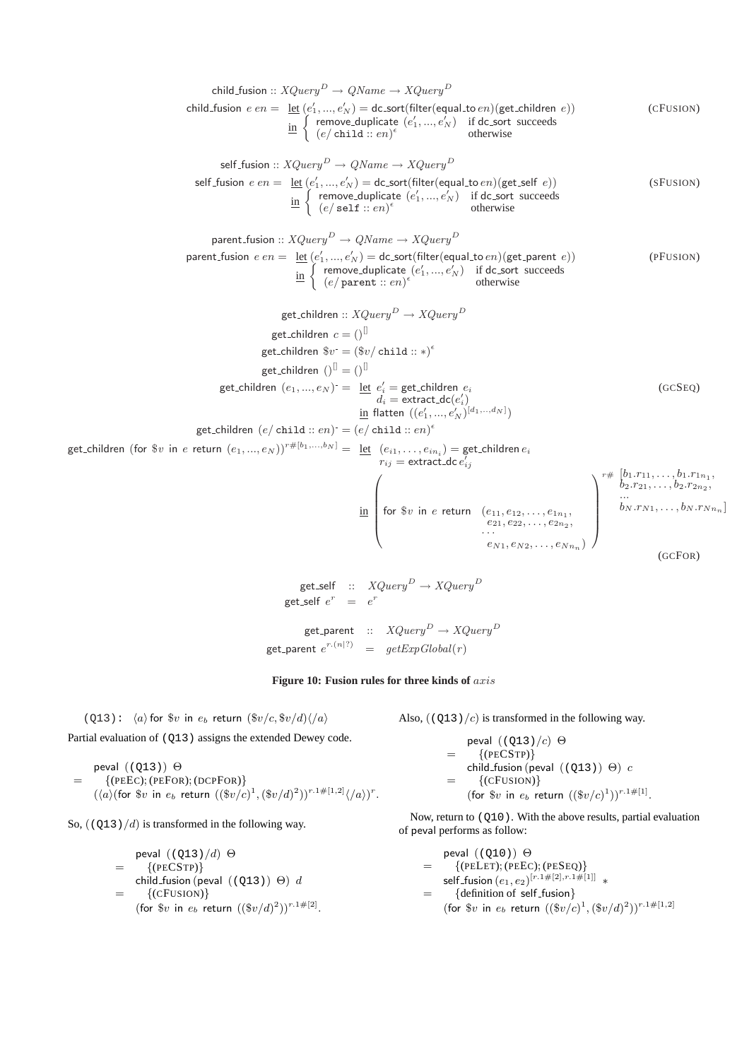$$
\begin{array}{l}
\mathsf{child\_fusion} :: XQuery^D \rightarrow QName \rightarrow XQuery^D \\
\mathsf{child\_fusion}\ e\ en = \ \underline{\text{let}}\ (e'_1, ..., e'_N) = \mathsf{dc\_sort}(\mathsf{filter}(\mathsf{equal\_to}\ en)(\mathsf{get\_children}\ e)) \\
\qquad \underline{\text{in}} \left\{ \begin{array}{ll} \mathsf{remove\_duplicate}\ (e'_1, ..., e'_N) & \text{if dc\_sort succeeds} \\ (e/\,\mathtt{child} :: en)^{\epsilon} & \text{otherwise} \end{array} \right.
\end{array} \qquad \text{(CFUSION)}
$$

$$
\begin{array}{l}
\mathsf{self\_fusion} :: XQuery^D \rightarrow QName \rightarrow XQuery^D \\
\mathsf{self\_fusion}\ e\ en = \ \underline{\text{let}}\ (e'_1, ..., e'_N) = \mathsf{dc\_sort}(\mathsf{filter}(\mathsf{equal\_to}\ en)(\mathsf{get\_self}\ e)) \\
\qquad \underline{\text{in}} \left\{ \begin{array}{ll} \mathsf{remove\_duplicate}\ (e'_1, ..., e'_N) & \text{if dc\_sort succeeds} \\ (e/\,\mathtt{self} :: en)^{\epsilon} & \text{otherwise} \end{array} \right.
\end{array} \qquad \text{(SFUSION)}
$$

$$
\begin{array}{l}
\mathsf{parent\_fusion} :: XQuery^D \rightarrow QName \rightarrow XQuery^D \\
\mathsf{parent\_fusion}\ e\ en = \ \underline{\text{let}}\ (e'_1, ..., e'_N) = \mathsf{dc\_sort}(\mathsf{filter}(\mathsf{equal\_to}\ en)(\mathsf{get\_parent}\ e)) \\
\qquad \underline{\text{in}} \left\{ \begin{array}{ll} \mathsf{remove\_duplicate}\ (e'_1, ..., e'_N) & \text{if dc\_sort succeeds} \\ (e/\,\mathtt{parent} :: en)^{\epsilon} & \text{otherwise} \end{array} \right.
\end{array} \qquad \text{(PFUSION)}
$$

$$
\begin{array}{rcl}
\mathsf{get\_children} & :: & XQuery^D \rightarrow XQuery^D \\
\mathsf{get\_children}\ c & = & ()^{[]} \\
\mathsf{get\_children}\ \$v^{\text{-}} & = & (\$v/\,\mathtt{child} :: *)^{\epsilon} \\
\mathsf{get\_children}\ ()^{[]} & = & ()^{[]} \\
\mathsf{get\_children}\ (e_1, ..., e_N)^{\text{-}} & = & \underline{\text{let}}\ e'_i = \mathsf{get\_children}\ e_i \\
 & & \qquad d_i = \mathsf{extract\_dc}(e'_i) \\
 & & \underline{\text{in}}\ \mathsf{flatten}\ ((e'_1, ..., e'_N)^{[d_1, ..., d_N]}) \qquad \text{(GCSEQ)} \\
\mathsf{get\_children}\ (e/\,\mathtt{child} :: en)^{\text{-}} & = & (e/\,\mathtt{child} :: en)^{\epsilon}
\end{array}
$$

$$
\begin{array}{l}
\mathsf{get\_children}\ (\mathsf{for}\ \$v\ \mathsf{in}\ e\ \mathsf{return}\ (e_1, ..., e_N))^{r\#[b_1, ..., b_N]} = \ \underline{\text{let}}\ \ (e_{i1}, \ldots, e_{in_i}) = \mathsf{get\_children}\, e_i \\
\qquad\qquad r_{ij} = \mathsf{extract\_dc}\ e'_{ij} \\
\qquad \underline{\text{in}} \left( \mathsf{for}\ \$v\ \mathsf{in}\ e\ \mathsf{return}\ \ \begin{array}{l} (e_{11}, e_{12}, \ldots, e_{1n_1}, \\ \ e_{21}, e_{22}, \ldots, e_{2n_2}, \\ \ \cdots \\ \ e_{N1}, e_{N2}, \ldots, e_{Nn_n}) \end{array} \right)^{r\#\ \begin{array}{l} [b_1.r_{11}, \ldots, b_1.r_{1n_1}, \\ \ b_2.r_{21}, \ldots, b_2.r_{2n_2}, \\ \ \ldots \\ \ b_N.r_{N1}, \ldots, b_N.r_{Nn_n}] \end{array}}
\end{array} \qquad \text{(GCFOR)}
$$

$$
\begin{array}{rcl}
\mathsf{get\_self} & :: & XQuery^D \rightarrow XQuery^D \\
\mathsf{get\_self}\ e^{r} & = & e^{r}
\end{array}
$$

$$
\begin{array}{rcl}
\mathsf{get\_parent} & :: & XQuery^D \rightarrow XQuery^D \\
\mathsf{get\_parent}\ e^{r.(n|?)} & = & getExpGlobal(r)
\end{array}
$$

**Figure 10: Fusion rules for three kinds of $axis$**

(Q13): $\langle a \rangle$ for $\$v$ in $e_b$ return $(\$v/c, \$v/d)\langle /a \rangle$

Partial evaluation of (Q13) assigns the extended Dewey code.

$$
\begin{array}{rl}
 & \mathsf{peval}\ \ (\text{(Q13)})\ \ \Theta \\
= & \quad \{(\text{PEEC}); (\text{PEFOR}); (\text{DCPFOR})\} \\
 & (\langle a \rangle (\mathsf{for}\ \$v\ \mathsf{in}\ e_b\ \mathsf{return}\ ((\$v/c)^1, (\$v/d)^2))^{r.1\#[1,2]} \langle /a \rangle)^{r}.
\end{array}
$$

So, ((Q13)$/d$) is transformed in the following way.

$$
\begin{array}{rl}
 & \mathsf{peval}\ \ (\text{(Q13)}/d)\ \ \Theta \\
= & \quad \{(\text{PECSTP})\} \\
 & \mathsf{child\_fusion}\,(\mathsf{peval}\ \ (\text{(Q13)})\ \ \Theta)\ \ d \\
= & \quad \{(\text{CFUSION})\} \\
 & (\mathsf{for}\ \$v\ \mathsf{in}\ e_b\ \mathsf{return}\ ((\$v/d)^2))^{r.1\#[2]}.
\end{array}
$$

Also, ((Q13)$/c$) is transformed in the following way.

$$
\begin{array}{rl}
 & \mathsf{peval}\ \ (\text{(Q13)}/c)\ \ \Theta \\
= & \quad \{(\text{PECSTP})\} \\
 & \mathsf{child\_fusion}\,(\mathsf{peval}\ \ (\text{(Q13)})\ \ \Theta)\ \ c \\
= & \quad \{(\text{CFUSION})\} \\
 & (\mathsf{for}\ \$v\ \mathsf{in}\ e_b\ \mathsf{return}\ ((\$v/c)^1))^{r.1\#[1]}.
\end{array}
$$

Now, return to (Q10). With the above results, partial evaluation of peval performs as follow:

$$
\begin{array}{rl}
 & \mathsf{peval}\ \ (\text{(Q10)})\ \ \Theta \\
= & \quad \{(\text{PELET}); (\text{PEEC}); (\text{PESEQ})\} \\
 & \mathsf{self\_fusion}\,(e_1, e_2)^{[r.1\#[2], r.1\#[1]]}\ \ * \\
= & \quad \{\text{definition of self\_fusion}\} \\
 & (\mathsf{for}\ \$v\ \mathsf{in}\ e_b\ \mathsf{return}\ ((\$v/c)^1, (\$v/d)^2))^{r.1\#[1,2]}
\end{array}
$$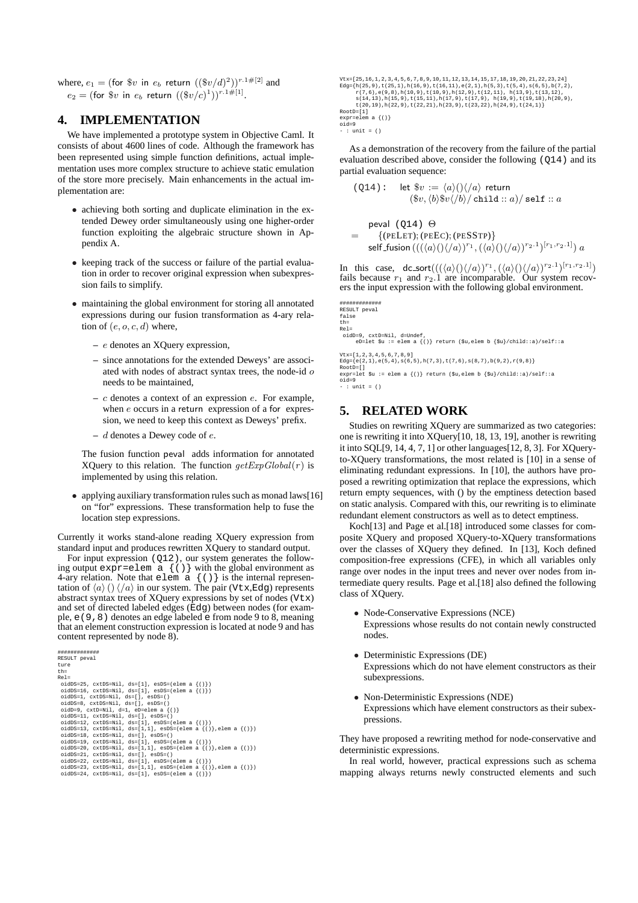where, $e_1 = (\text{for } \$v \text{ in } e_b \text{ return } ((\$v/d)^2))^{r.1\#[2]}$ and $e_2 = (\text{for } \$v \text{ in } e_b \text{ return } ((\$v/c)^1))^{r.1\#[1]}$.

## 4. IMPLEMENTATION

We have implemented a prototype system in Objective Caml. It consists of about 4600 lines of code. Although the framework has been represented using simple function definitions, actual implementation uses more complex structure to achieve static emulation of the store more precisely. Main enhancements in the actual implementation are:

- achieving both sorting and duplicate elimination in the extended Dewey order simultaneously using one higher-order function exploiting the algebraic structure shown in Appendix A.
- keeping track of the success or failure of the partial evaluation in order to recover original expression when subexpression fails to simplify.
- maintaining the global environment for storing all annotated expressions during our fusion transformation as 4-ary relation of $(e, o, c, d)$ where,
  - $e$ denotes an XQuery expression,
  - since annotations for the extended Deweys' are associated with nodes of abstract syntax trees, the node-id $o$ needs to be maintained,
  - $c$ denotes a context of an expression $e$. For example, when $e$ occurs in a return expression of a for expression, we need to keep this context as Deweys' prefix.
  - $d$ denotes a Dewey code of $e$.

  The fusion function peval adds information for annotated XQuery to this relation. The function $getExpGlobal(r)$ is implemented by using this relation.
- applying auxiliary transformation rules such as monad laws[16] on "for" expressions. These transformation help to fuse the location step expressions.

Currently it works stand-alone reading XQuery expression from standard input and produces rewritten XQuery to standard output.

For input expression (Q12), our system generates the following output `expr=elem a {()}` with the global environment as 4-ary relation. Note that `elem a {()}` is the internal representation of $\langle a\rangle\,()\,\langle/a\rangle$ in our system. The pair (`Vtx`,`Edg`) represents abstract syntax trees of XQuery expressions by set of nodes (`Vtx`) and set of directed labeled edges (`Edg`) between nodes (for example, `e(9,8)` denotes an edge labeled `e` from node 9 to 8, meaning that an element construction expression is located at node 9 and has content represented by node 8).

```
############
RESULT peval
ture
th=
Rel=
 oidDS=25, cxtDS=Nil, ds=[1], esDS=(elem a {()})
 oidDS=16, cxtDS=Nil, ds=[1], esDS=(elem a {()})
 oidDS=1, cxtDS=Nil, ds=[], esDS=()
 oidDS=8, cxtDS=Nil, ds=[], esDS=()
 oidD=9, cxtD=Nil, d=1, eD=elem a {()}
 oidDS=11, cxtDS=Nil, ds=[], esDS=()
 oidDS=12, cxtDS=Nil, ds=[1], esDS=(elem a {()})
 oidDS=13, cxtDS=Nil, ds=[1,1], esDS=(elem a {()},elem a {()})
 oidDS=18, cxtDS=Nil, ds=[], esDS=()
 oidDS=19, cxtDS=Nil, ds=[1], esDS=(elem a {()})
 oidDS=20, cxtDS=Nil, ds=[1,1], esDS=(elem a {()},elem a {()})
 oidDS=21, cxtDS=Nil, ds=[], esDS=()
 oidDS=22, cxtDS=Nil, ds=[1], esDS=(elem a {()})
 oidDS=23, cxtDS=Nil, ds=[1,1], esDS=(elem a {()},elem a {()})
 oidDS=24, cxtDS=Nil, ds=[1], esDS=(elem a {()})
```

```
Vtx=[25,16,1,2,3,4,5,6,7,8,9,10,11,12,13,14,15,17,18,19,20,21,22,23,24]
Edg={h(25,9),t(25,1),h(16,9),t(16,11),e(2,1),h(5,3),t(5,4),s(6,5),b(7,2),
     r(7,6),e(9,8),h(10,9),t(10,9),h(12,9),t(12,11), h(13,9),t(13,12),
     s(14,13),h(15,9),t(15,11),h(17,9),t(17,9), h(19,9),t(19,18),h(20,9),
     t(20,19),h(22,9),t(22,21),h(23,9),t(23,22),h(24,9),t(24,1)}
RootD=[1]
expr=elem a {()}
oid=9
- : unit = ()
```

As a demonstration of the recovery from the failure of the partial evaluation described above, consider the following (Q14) and its partial evaluation sequence:

$$\texttt{(Q14):}\quad \text{let } \$v := \langle a\rangle()\langle/a\rangle \text{ return } (\$v, \langle b\rangle\$v\langle/b\rangle/\,\texttt{child} :: a)/\,\texttt{self} :: a$$

$$\begin{aligned} & \text{peval } \texttt{(Q14)}\ \Theta \\ = \quad & \{(\text{PELET}); (\text{PEEC}); (\text{PESSTP})\} \\ & \text{self\_fusion}\,(((\langle a\rangle()\langle/a\rangle)^{r_1}, (\langle a\rangle()\langle/a\rangle)^{r_2.1})^{[r_1, r_2.1]})\ a \end{aligned}$$

In this case, $\text{dc\_sort}(((\langle a\rangle()\langle/a\rangle)^{r_1}, (\langle a\rangle()\langle/a\rangle)^{r_2.1})^{[r_1, r_2.1]})$ fails because $r_1$ and $r_2.1$ are incomparable. Our system recovers the input expression with the following global environment.

```
############
RESULT peval
false
th=
Rel=
 oidD=9, cxtD=Nil, d=Undef,
     eD=let $u := elem a {()} return ($u,elem b {$u}/child::a)/self::a

Vtx=[1,2,3,4,5,6,7,8,9]
Edg={e(2,1),e(5,4),s(6,5),h(7,3),t(7,6),s(8,7),b(9,2),r(9,8)}
RootD=[]
expr=let $u := elem a {()} return ($u,elem b {$u}/child::a)/self::a
oid=9
- : unit = ()
```

## 5. RELATED WORK

Studies on rewriting XQuery are summarized as two categories: one is rewriting it into XQuery[10, 18, 13, 19], another is rewriting it into SQL[9, 14, 4, 7, 1] or other languages[12, 8, 3]. For XQuery-to-XQuery transformations, the most related is [10] in a sense of eliminating redundant expressions. In [10], the authors have proposed a rewriting optimization that replace the expressions, which return empty sequences, with () by the emptiness detection based on static analysis. Compared with this, our rewriting is to eliminate redundant element constructors as well as to detect emptiness.

Koch[13] and Page et al.[18] introduced some classes for composite XQuery and proposed XQuery-to-XQuery transformations over the classes of XQuery they defined. In [13], Koch defined composition-free expressions (CFE), in which all variables only range over nodes in the input trees and never over nodes from intermediate query results. Page et al.[18] also defined the following class of XQuery.

- Node-Conservative Expressions (NCE)
  Expressions whose results do not contain newly constructed nodes.
- Deterministic Expressions (DE)
  Expressions which do not have element constructors as their subexpressions.
- Non-Deterministic Expressions (NDE)
  Expressions which have element constructors as their subexpressions.

They have proposed a rewriting method for node-conservative and deterministic expressions.

In real world, however, practical expressions such as schema mapping always returns newly constructed elements and such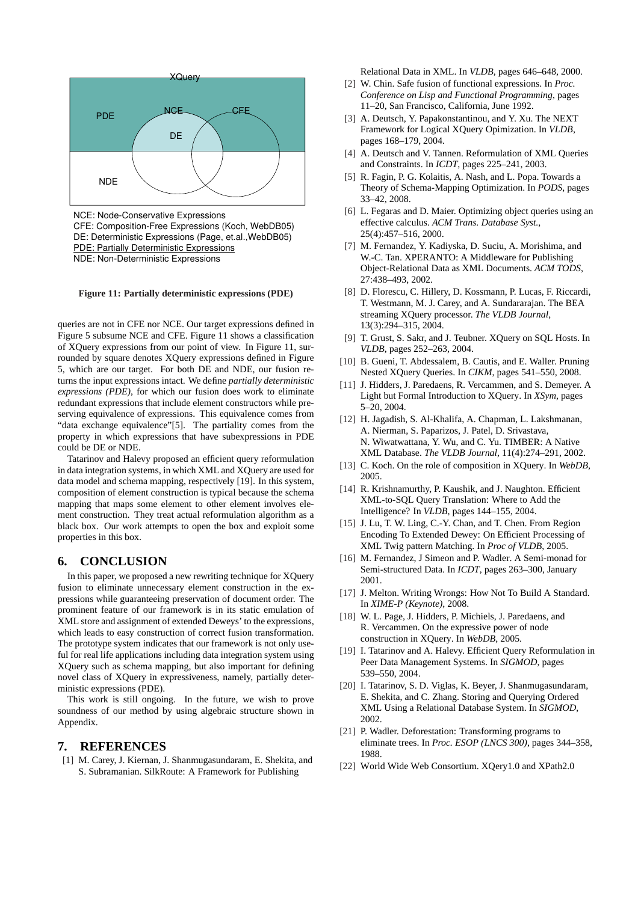XQuery

PDE

NCE

CFE

DE

NDE

NCE: Node-Conservative Expressions
CFE: Composition-Free Expressions (Koch, WebDB05)
DE: Deterministic Expressions (Page, et.al.,WebDB05)
PDE: Partially Deterministic Expressions
NDE: Non-Deterministic Expressions

**Figure 11: Partially deterministic expressions (PDE)**

queries are not in CFE nor NCE. Our target expressions defined in Figure 5 subsume NCE and CFE. Figure 11 shows a classification of XQuery expressions from our point of view. In Figure 11, surrounded by square denotes XQuery expressions defined in Figure 5, which are our target. For both DE and NDE, our fusion returns the input expressions intact. We define *partially deterministic expressions (PDE)*, for which our fusion does work to eliminate redundant expressions that include element constructors while preserving equivalence of expressions. This equivalence comes from "data exchange equivalence"[5]. The partiality comes from the property in which expressions that have subexpressions in PDE could be DE or NDE.

Tatarinov and Halevy proposed an efficient query reformulation in data integration systems, in which XML and XQuery are used for data model and schema mapping, respectively [19]. In this system, composition of element construction is typical because the schema mapping that maps some element to other element involves element construction. They treat actual reformulation algorithm as a black box. Our work attempts to open the box and exploit some properties in this box.

## 6. CONCLUSION

In this paper, we proposed a new rewriting technique for XQuery fusion to eliminate unnecessary element construction in the expressions while guaranteeing preservation of document order. The prominent feature of our framework is in its static emulation of XML store and assignment of extended Deweys' to the expressions, which leads to easy construction of correct fusion transformation. The prototype system indicates that our framework is not only useful for real life applications including data integration system using XQuery such as schema mapping, but also important for defining novel class of XQuery in expressiveness, namely, partially deterministic expressions (PDE).

This work is still ongoing. In the future, we wish to prove soundness of our method by using algebraic structure shown in Appendix.

## 7. REFERENCES

[1] M. Carey, J. Kiernan, J. Shanmugasundaram, E. Shekita, and S. Subramanian. SilkRoute: A Framework for Publishing Relational Data in XML. In *VLDB*, pages 646–648, 2000.

[2] W. Chin. Safe fusion of functional expressions. In *Proc. Conference on Lisp and Functional Programming*, pages 11–20, San Francisco, California, June 1992.

[3] A. Deutsch, Y. Papakonstantinou, and Y. Xu. The NEXT Framework for Logical XQuery Opimization. In *VLDB*, pages 168–179, 2004.

[4] A. Deutsch and V. Tannen. Reformulation of XML Queries and Constraints. In *ICDT*, pages 225–241, 2003.

[5] R. Fagin, P. G. Kolaitis, A. Nash, and L. Popa. Towards a Theory of Schema-Mapping Optimization. In *PODS*, pages 33–42, 2008.

[6] L. Fegaras and D. Maier. Optimizing object queries using an effective calculus. *ACM Trans. Database Syst.*, 25(4):457–516, 2000.

[7] M. Fernandez, Y. Kadiyska, D. Suciu, A. Morishima, and W.-C. Tan. XPERANTO: A Middleware for Publishing Object-Relational Data as XML Documents. *ACM TODS*, 27:438–493, 2002.

[8] D. Florescu, C. Hillery, D. Kossmann, P. Lucas, F. Riccardi, T. Westmann, M. J. Carey, and A. Sundararajan. The BEA streaming XQuery processor. *The VLDB Journal*, 13(3):294–315, 2004.

[9] T. Grust, S. Sakr, and J. Teubner. XQuery on SQL Hosts. In *VLDB*, pages 252–263, 2004.

[10] B. Gueni, T. Abdessalem, B. Cautis, and E. Waller. Pruning Nested XQuery Queries. In *CIKM*, pages 541–550, 2008.

[11] J. Hidders, J. Paredaens, R. Vercammen, and S. Demeyer. A Light but Formal Introduction to XQuery. In *XSym*, pages 5–20, 2004.

[12] H. Jagadish, S. Al-Khalifa, A. Chapman, L. Lakshmanan, A. Nierman, S. Paparizos, J. Patel, D. Srivastava, N. Wiwatwattana, Y. Wu, and C. Yu. TIMBER: A Native XML Database. *The VLDB Journal*, 11(4):274–291, 2002.

[13] C. Koch. On the role of composition in XQuery. In *WebDB*, 2005.

[14] R. Krishnamurthy, P. Kaushik, and J. Naughton. Efficient XML-to-SQL Query Translation: Where to Add the Intelligence? In *VLDB*, pages 144–155, 2004.

[15] J. Lu, T. W. Ling, C.-Y. Chan, and T. Chen. From Region Encoding To Extended Dewey: On Efficient Processing of XML Twig pattern Matching. In *Proc of VLDB*, 2005.

[16] M. Fernandez, J Simeon and P. Wadler. A Semi-monad for Semi-structured Data. In *ICDT*, pages 263–300, January 2001.

[17] J. Melton. Writing Wrongs: How Not To Build A Standard. In *XIME-P (Keynote)*, 2008.

[18] W. L. Page, J. Hidders, P. Michiels, J. Paredaens, and R. Vercammen. On the expressive power of node construction in XQuery. In *WebDB*, 2005.

[19] I. Tatarinov and A. Halevy. Efficient Query Reformulation in Peer Data Management Systems. In *SIGMOD*, pages 539–550, 2004.

[20] I. Tatarinov, S. D. Viglas, K. Beyer, J. Shanmugasundaram, E. Shekita, and C. Zhang. Storing and Querying Ordered XML Using a Relational Database System. In *SIGMOD*, 2002.

[21] P. Wadler. Deforestation: Transforming programs to eliminate trees. In *Proc. ESOP (LNCS 300)*, pages 344–358, 1988.

[22] World Wide Web Consortium. XQery1.0 and XPath2.0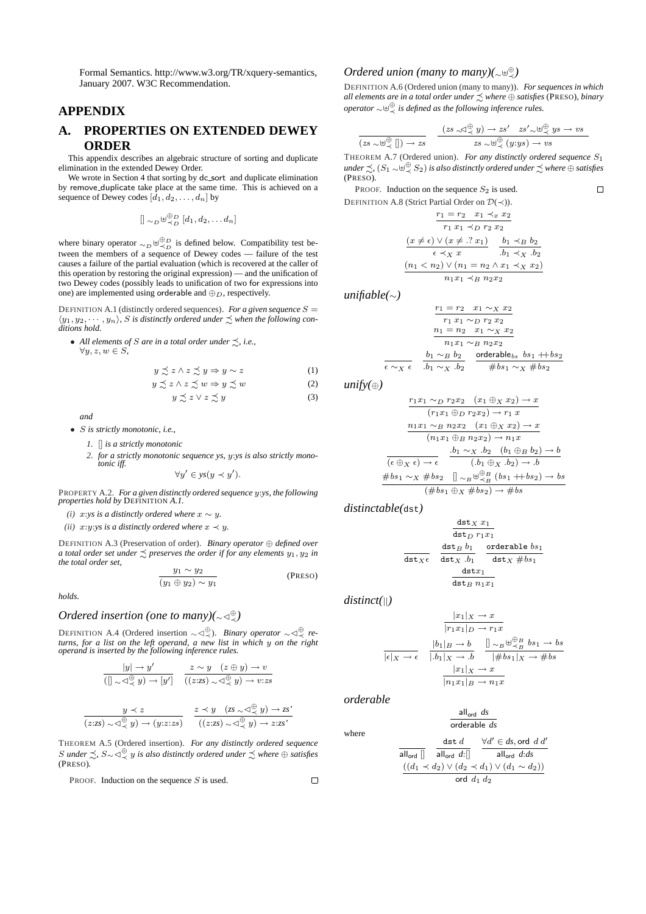Formal Semantics. http://www.w3.org/TR/xquery-semantics, January 2007. W3C Recommendation.

# APPENDIX

# A. PROPERTIES ON EXTENDED DEWEY ORDER

This appendix describes an algebraic structure of sorting and duplicate elimination in the extended Dewey Order.

We wrote in Section 4 that sorting by dc_sort and duplicate elimination by remove_duplicate take place at the same time. This is achieved on a sequence of Dewey codes $[d_1, d_2, \ldots, d_n]$ by

$$[] \sim_D \uplus^{\oplus_D}_{\prec_D} [d_1, d_2, \ldots d_n]$$

where binary operator $\sim_D \uplus^{\oplus_D}_{\prec_D}$ is defined below. Compatibility test between the members of a sequence of Dewey codes — failure of the test causes a failure of the partial evaluation (which is recovered at the caller of this operation by restoring the original expression) — and the unification of two Dewey codes (possibly leads to unification of two for expressions into one) are implemented using orderable and $\oplus_D$, respectively.

DEFINITION A.1 (distinctly ordered sequences). *For a given sequence $S = \langle y_1, y_2, \cdots, y_n \rangle$, $S$ is distinctly ordered under $\precsim$ when the following conditions hold.*

- *All elements of $S$ are in a total order under $\precsim$, i.e., $\forall y, z, w \in S$,*

$$y \precsim z \wedge z \precsim y \Rightarrow y \sim z \tag{1}$$

$$y \precsim z \wedge z \precsim w \Rightarrow y \precsim w \tag{2}$$

$$y \precsim z \vee z \precsim y \tag{3}$$

*and*

- *$S$ is strictly monotonic, i.e.,*
  1. *$[]$ is a strictly monotonic*
  2. *for a strictly monotonic sequence $ys$, $y{:}ys$ is also strictly monotonic iff.*

$$\forall y' \in ys (y \prec y').$$

PROPERTY A.2. *For a given distinctly ordered sequence $y{:}ys$, the following properties hold by* DEFINITION *A.1.*

*(i) $x{:}ys$ is a distinctly ordered where $x \sim y$.*

*(ii) $x{:}y{:}ys$ is a distinctly ordered where $x \prec y$.*

DEFINITION A.3 (Preservation of order). *Binary operator $\oplus$ defined over a total order set under $\precsim$ preserves the order if for any elements $y_1, y_2$ in the total order set,*

$$\frac{y_1 \sim y_2}{(y_1 \oplus y_2) \sim y_1} \qquad \text{(PRESO)}$$

*holds.*

## *Ordered insertion (one to many)($\sim\lhd^{\oplus}_{\precsim}$)*

DEFINITION A.4 (Ordered insertion $\sim\lhd^{\oplus}_{\precsim}$). *Binary operator $\sim\lhd^{\oplus}_{\precsim}$ returns, for a list on the left operand, a new list in which $y$ on the right operand is inserted by the following inference rules.*

$$\frac{|y| \rightarrow y'}{([] \sim\lhd^{\oplus}_{\precsim} y) \rightarrow [y']} \qquad \frac{z \sim y \quad (z \oplus y) \rightarrow v}{((z{:}zs) \sim\lhd^{\oplus}_{\precsim} y) \rightarrow v{:}zs}$$

$$\frac{y \prec z}{(z{:}zs) \sim\lhd^{\oplus}_{\precsim} y) \rightarrow (y{:}z{:}zs)} \qquad \frac{z \prec y \quad (zs \sim\lhd^{\oplus}_{\precsim} y) \rightarrow zs'}{((z{:}zs) \sim\lhd^{\oplus}_{\precsim} y) \rightarrow z{:}zs'}$$

THEOREM A.5 (Ordered insertion). *For any distinctly ordered sequence $S$ under $\precsim$, $S \sim\lhd^{\oplus}_{\precsim} y$ is also distinctly ordered under $\precsim$ where $\oplus$ satisfies* (PRESO)*.*

PROOF. Induction on the sequence $S$ is used. $\square$

## *Ordered union (many to many)($\sim\uplus^{\oplus}_{\precsim}$)*

DEFINITION A.6 (Ordered union (many to many)). *For sequences in which all elements are in a total order under $\precsim$ where $\oplus$ satisfies* (PRESO)*, binary operator $\sim\uplus^{\oplus}_{\precsim}$ is defined as the following inference rules.*

$$\frac{}{(zs \sim\uplus^{\oplus}_{\precsim} []) \rightarrow zs} \qquad \frac{(zs \sim\lhd^{\oplus}_{\precsim} y) \rightarrow zs' \quad zs' \sim\uplus^{\oplus}_{\precsim} ys \rightarrow vs}{zs \sim\uplus^{\oplus}_{\precsim} (y{:}ys) \rightarrow vs}$$

THEOREM A.7 (Ordered union). *For any distinctly ordered sequence $S_1$ under $\precsim$, $(S_1 \sim\uplus^{\oplus}_{\precsim} S_2)$ is also distinctly ordered under $\precsim$ where $\oplus$ satisfies* (PRESO)*.*

PROOF. Induction on the sequence $S_2$ is used. $\square$

DEFINITION A.8 (Strict Partial Order on $\mathcal{D}(\prec)$).

$$\frac{r_1 = r_2 \quad x_1 \prec_x x_2}{r_1\ x_1 \prec_D r_2\ x_2}$$

$$\frac{(x \neq \epsilon) \vee (x \neq .?\ x_1)}{\epsilon \prec_X x} \qquad \frac{b_1 \prec_B b_2}{.b_1 \prec_X .b_2}$$

$$\frac{(n_1 < n_2) \vee (n_1 = n_2 \wedge x_1 \prec_X x_2)}{n_1 x_1 \prec_B n_2 x_2}$$

## *unifiable($\sim$)*

$$\frac{r_1 = r_2 \quad x_1 \sim_X x_2}{r_1\ x_1 \sim_D r_2\ x_2}$$

$$\frac{n_1 = n_2 \quad x_1 \sim_X x_2}{n_1 x_1 \sim_B n_2 x_2}$$

$$\frac{}{\epsilon \sim_X \epsilon} \qquad \frac{b_1 \sim_B b_2}{.b_1 \sim_X .b_2} \qquad \frac{\mathsf{orderable}_{bs}\ bs_1 +\!\!+ bs_2}{\#bs_1 \sim_X \#bs_2}$$

## *unify($\oplus$)*

$$\frac{r_1 x_1 \sim_D r_2 x_2 \quad (x_1 \oplus_X x_2) \rightarrow x}{(r_1 x_1 \oplus_D r_2 x_2) \rightarrow r_1\ x}$$

$$\frac{n_1 x_1 \sim_B n_2 x_2 \quad (x_1 \oplus_X x_2) \rightarrow x}{(n_1 x_1 \oplus_B n_2 x_2) \rightarrow n_1 x}$$

$$\frac{}{(\epsilon \oplus_X \epsilon) \rightarrow \epsilon} \qquad \frac{.b_1 \sim_X .b_2 \quad (b_1 \oplus_B b_2) \rightarrow b}{(.b_1 \oplus_X .b_2) \rightarrow .b}$$

$$\frac{\#bs_1 \sim_X \#bs_2 \quad [] \sim_B \uplus^{\oplus_B}_{\prec_B} (bs_1 +\!\!+ bs_2) \rightarrow bs}{(\#bs_1 \oplus_X \#bs_2) \rightarrow \#bs}$$

## *distinctable(*dst*)*

$$\frac{\mathtt{dst}_X\ x_1}{\mathtt{dst}_D\ r_1 x_1}$$

$$\frac{}{\mathtt{dst}_X \epsilon} \qquad \frac{\mathtt{dst}_B\ b_1}{\mathtt{dst}_X\ .b_1} \qquad \frac{\mathtt{orderable}\ bs_1}{\mathtt{dst}_X\ \#bs_1}$$

$$\frac{\mathtt{dst} x_1}{\mathtt{dst}_B\ n_1 x_1}$$

## *distinct($||$)*

$$\frac{|x_1|_X \rightarrow x}{|r_1 x_1|_D \rightarrow r_1 x}$$

$$\frac{}{|\epsilon|_X \rightarrow \epsilon} \qquad \frac{|b_1|_B \rightarrow b}{|.b_1|_X \rightarrow .b} \qquad \frac{[] \sim_B \uplus^{\oplus_B}_{\prec_B} bs_1 \rightarrow bs}{|\#bs_1|_X \rightarrow \#bs}$$

$$\frac{|x_1|_X \rightarrow x}{|n_1 x_1|_B \rightarrow n_1 x}$$

## *orderable*

$$\frac{\mathsf{all_{ord}}\ ds}{\mathsf{orderable}\ ds}$$

where

$$\frac{}{\mathsf{all_{ord}}\ []} \qquad \frac{\mathsf{dst}\ d}{\mathsf{all_{ord}}\ d{:}[]} \qquad \frac{\forall d' \in ds, \mathsf{ord}\ d\ d'}{\mathsf{all_{ord}}\ d{:}ds}$$

$$\frac{((d_1 \prec d_2) \vee (d_2 \prec d_1) \vee (d_1 \sim d_2))}{\mathsf{ord}\ d_1\ d_2}$$